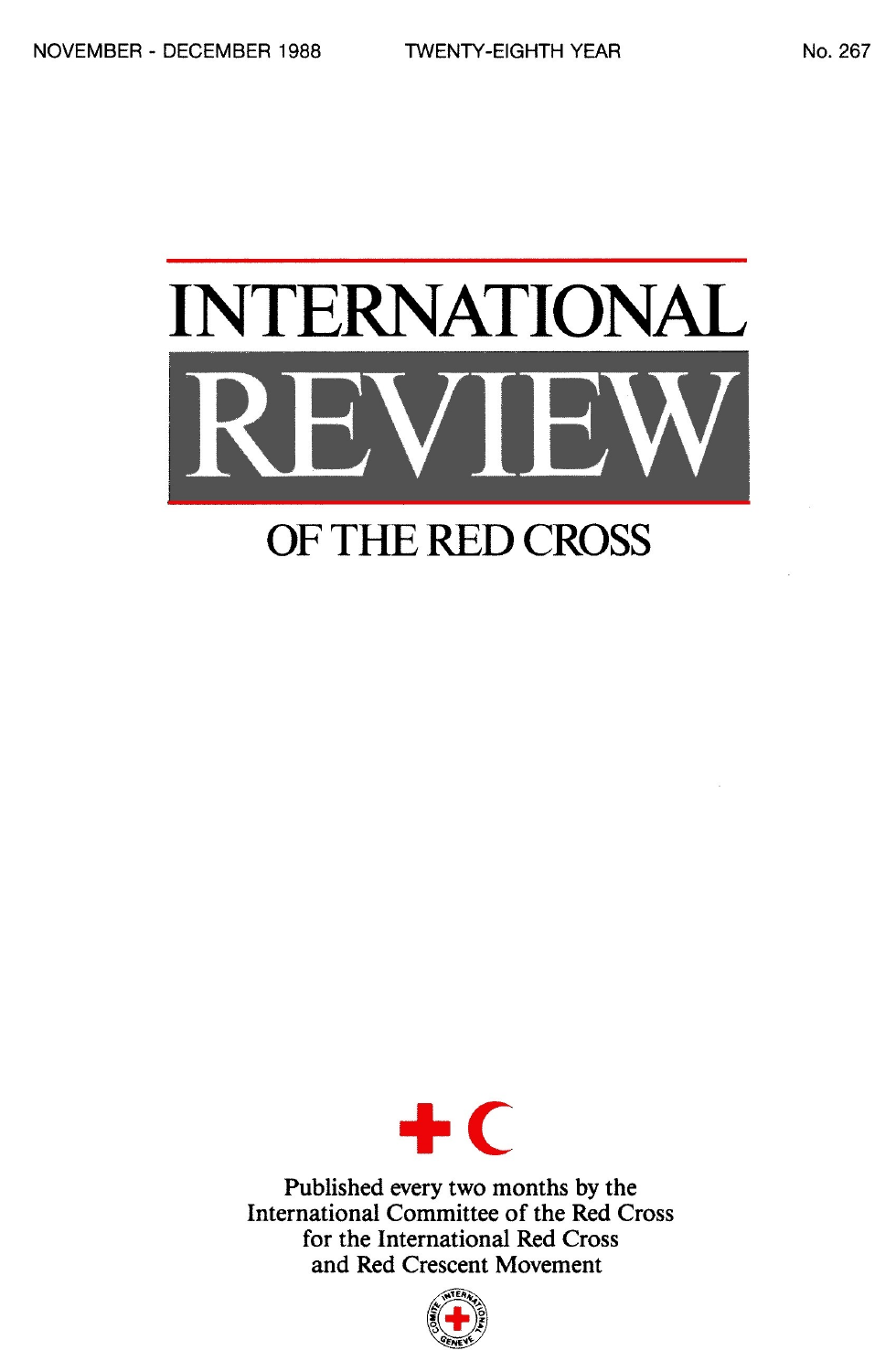NOVEMBER - DECEMBER 1988 TWENTY-EIGHTH YEAR No. 267

# INTERNATIONAL REVIEW OF THE RED CROSS

Published every two months by the International Committee of the Red Cross for the International Red Cross and Red Crescent Movement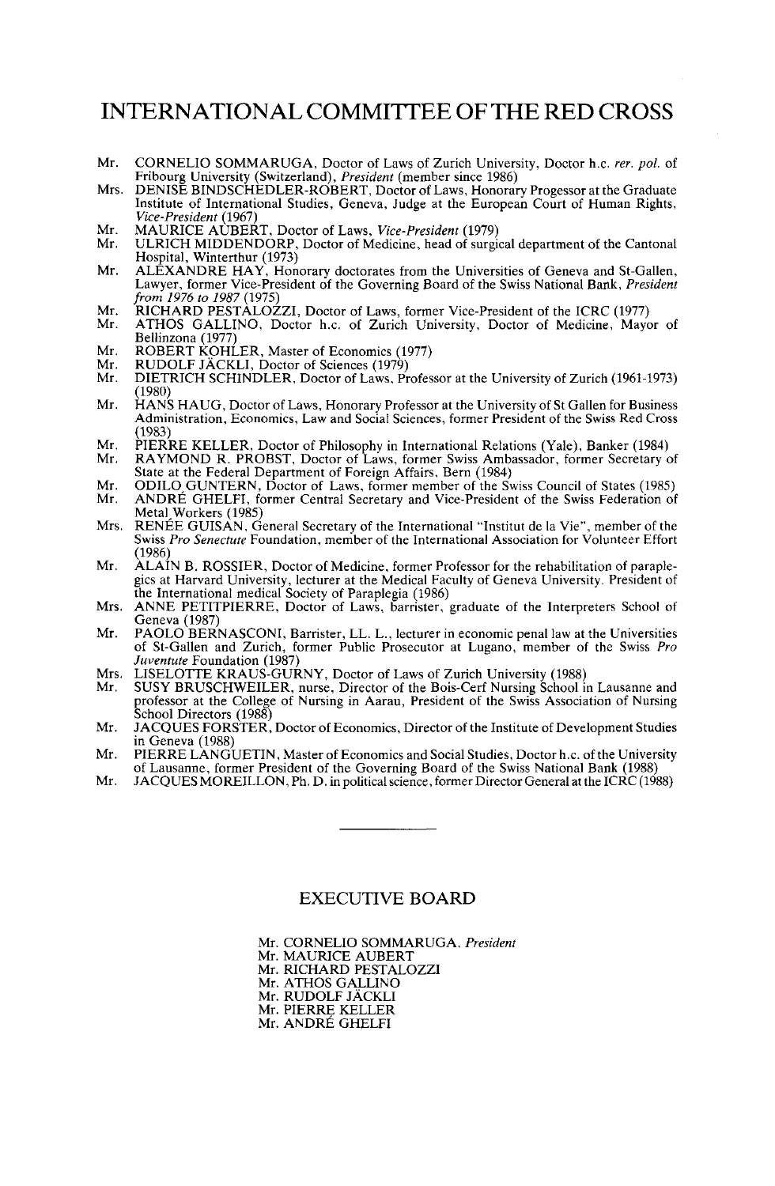# INTERNATIONAL COMMITTEE OF THE RED CROSS

- Mr. CORNELIO SOMMARUGA, Doctor of Laws of Zurich University, Doctor h.c. *rer. pol.* of Fribourg University (Switzerland), *President* (member since 1986)
- Mrs. DENISE BINDSCHEDLER-ROBERT, Doctor of Laws, Honorary Progessor at the Graduate Institute of International Studies, Geneva, Judge at the European Court of Human Rights, *Vice-President* (1967)
- Mr. MAURICE AUBERT, Doctor of Laws, *Vice-President* (1979)
- Mr. ULRICH MIDDENDORP, Doctor of Medicine, head of surgical department of the Cantonal Hospital, Winterthur (1973)
- Mr. ALEXANDRE HAY, Honorary doctorates from the Universities of Geneva and St-Gallen, Lawyer, former Vice-President of the Governing Board of the Swiss National Bank, *President from 1976 to 1987* (1975)
- Mr. RICHARD PESTALOZZI, Doctor of Laws, former Vice-President of the ICRC (1977)
- Mr. ATHOS GALLINO, Doctor h.c. of Zurich University, Doctor of Medicine, Mayor of Bellinzona (1977)
- Mr. ROBERT KOHLER, Master of Economics (1977)
- Mr. RUDOLF JÄCKLI, Doctor of Sciences (1979)
- Mr. DIETRICH SCHINDLER, Doctor of Laws, Professor at the University of Zurich (1961-1973) (1980)
- Mr. HANS HAUG, Doctor of Laws, Honorary Professor at the University of St Gallen for Business Administration, Economics, Law and Social Sciences, former President of the Swiss Red Cross (1983)
- Mr. PIERRE KELLER, Doctor of Philosophy in International Relations (Yale), Banker (1984)
- Mr. RAYMOND R. PROBST, Doctor of Laws, former Swiss Ambassador, former Secretary of State at the Federal Department of Foreign Affairs, Bern (1984)
- Mr. ODILO GUNTERN, Doctor of Laws, former member of the Swiss Council of States (1985)
- Mr. ANDRÉ GHELFI, former Central Secretary and Vice-President of the Swiss Federation of Metal Workers (1985)
- Mrs. RENÉE GUISAN, General Secretary of the International "Institut de la Vie", member of the Swiss *Pro Senectute* Foundation, member of the International Association for Volunteer Effort (1986)
- Mr. ALAIN B. ROSSIER, Doctor of Medicine, former Professor for the rehabilitation of paraplegics at Harvard University, lecturer at the Medical Faculty of Geneva University. President of the International medical Society of Paraplegia (1986)
- Mrs. ANNE PETITPIERRE, Doctor of Laws, barrister, graduate of the Interpreters School of Geneva (1987)
- Mr. PAOLO BERNASCONI, Barrister, LL. L., lecturer in economic penal law at the Universities of St-Gallen and Zurich, former Public Prosecutor at Lugano, member of the Swiss *Pro Juventute* Foundation (1987)
- Mrs. LISELOTTE KRAUS-GURNY, Doctor of Laws of Zurich University (1988)
- Mr. SUSY BRUSCHWEILER, nurse, Director of the Bois-Cerf Nursing School in Lausanne and professor at the College of Nursing in Aarau, President of the Swiss Association of Nursing School Directors (1988)
- Mr. JACQUES FORSTER, Doctor of Economics, Director of the Institute of Development Studies in Geneva (1988)
- Mr. PIERRE LANGUETIN, Master of Economics and Social Studies, Doctor h.c. of the University of Lausanne, former President of the Governing Board of the Swiss National Bank (1988)
- Mr. JACQUES MOREILLON, Ph. D. in political science, former Director General at the ICRC (1988)

---

## EXECUTIVE BOARD

Mr. CORNELIO SOMMARUGA, *President*
Mr. MAURICE AUBERT
Mr. RICHARD PESTALOZZI
Mr. ATHOS GALLINO
Mr. RUDOLF JÄCKLI
Mr. PIERRE KELLER
Mr. ANDRÉ GHELFI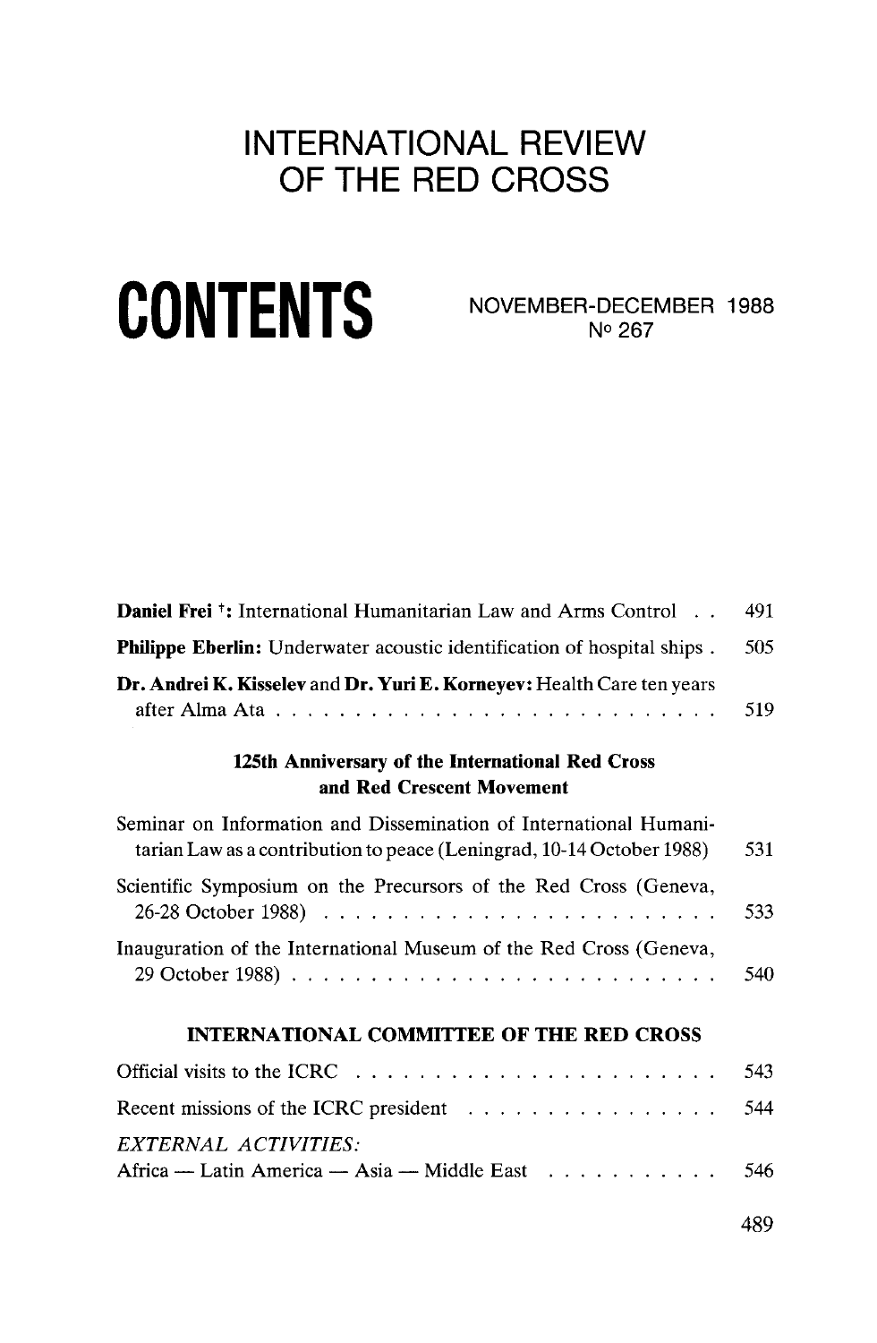# INTERNATIONAL REVIEW OF THE RED CROSS

# CONTENTS

NOVEMBER-DECEMBER 1988
Nº 267

**Daniel Frei** †: International Humanitarian Law and Arms Control . . 491

**Philippe Eberlin:** Underwater acoustic identification of hospital ships . 505

**Dr. Andrei K. Kisselev** and **Dr. Yuri E. Korneyev:** Health Care ten years after Alma Ata . . . . . . . . . . . . . . . . . . . . . . . . . . . . 519

### 125th Anniversary of the International Red Cross and Red Crescent Movement

Seminar on Information and Dissemination of International Humanitarian Law as a contribution to peace (Leningrad, 10-14 October 1988) 531

Scientific Symposium on the Precursors of the Red Cross (Geneva, 26-28 October 1988) . . . . . . . . . . . . . . . . . . . . . . . . 533

Inauguration of the International Museum of the Red Cross (Geneva, 29 October 1988) . . . . . . . . . . . . . . . . . . . . . . . . . . 540

### INTERNATIONAL COMMITTEE OF THE RED CROSS

Official visits to the ICRC . . . . . . . . . . . . . . . . . . . . . . 543

Recent missions of the ICRC president . . . . . . . . . . . . . . . . 544

*EXTERNAL ACTIVITIES:*
Africa — Latin America — Asia — Middle East . . . . . . . . . . . 546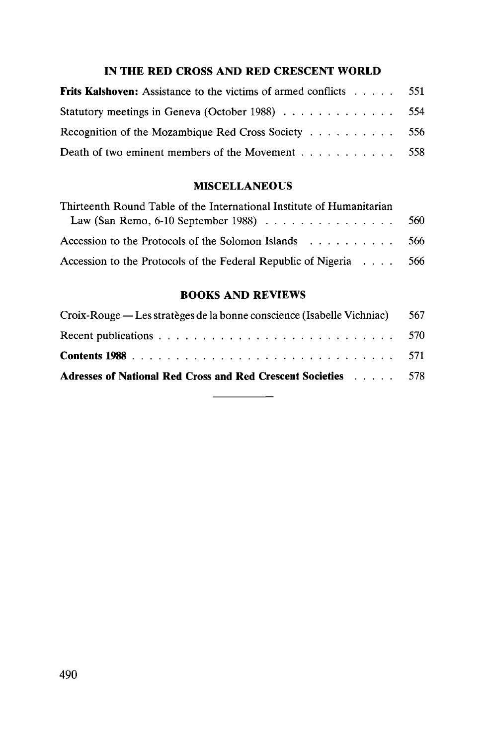## IN THE RED CROSS AND RED CRESCENT WORLD

**Frits Kalshoven:** Assistance to the victims of armed conflicts . . . . . 551

Statutory meetings in Geneva (October 1988) . . . . . . . . . . . . . 554

Recognition of the Mozambique Red Cross Society . . . . . . . . . . 556

Death of two eminent members of the Movement . . . . . . . . . . . 558

## MISCELLANEOUS

Thirteenth Round Table of the International Institute of Humanitarian Law (San Remo, 6-10 September 1988) . . . . . . . . . . . . . . . 560

Accession to the Protocols of the Solomon Islands . . . . . . . . . . 566

Accession to the Protocols of the Federal Republic of Nigeria . . . . 566

## BOOKS AND REVIEWS

Croix-Rouge — Les stratèges de la bonne conscience (Isabelle Vichniac) 567

Recent publications . . . . . . . . . . . . . . . . . . . . . . . . . . . 570

**Contents 1988** . . . . . . . . . . . . . . . . . . . . . . . . . . . . . 571

**Adresses of National Red Cross and Red Crescent Societies** . . . . . 578